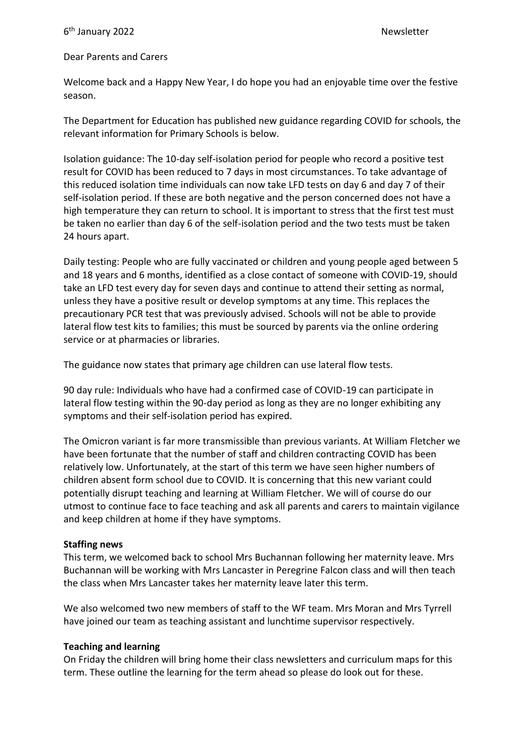6th January 2022 Newsletter

Dear Parents and Carers

Welcome back and a Happy New Year, I do hope you had an enjoyable time over the festive season.

The Department for Education has published new guidance regarding COVID for schools, the relevant information for Primary Schools is below.

Isolation guidance: The 10-day self-isolation period for people who record a positive test result for COVID has been reduced to 7 days in most circumstances. To take advantage of this reduced isolation time individuals can now take LFD tests on day 6 and day 7 of their self-isolation period. If these are both negative and the person concerned does not have a high temperature they can return to school. It is important to stress that the first test must be taken no earlier than day 6 of the self-isolation period and the two tests must be taken 24 hours apart.

Daily testing: People who are fully vaccinated or children and young people aged between 5 and 18 years and 6 months, identified as a close contact of someone with COVID-19, should take an LFD test every day for seven days and continue to attend their setting as normal, unless they have a positive result or develop symptoms at any time. This replaces the precautionary PCR test that was previously advised. Schools will not be able to provide lateral flow test kits to families; this must be sourced by parents via the online ordering service or at pharmacies or libraries.

The guidance now states that primary age children can use lateral flow tests.

90 day rule: Individuals who have had a confirmed case of COVID-19 can participate in lateral flow testing within the 90-day period as long as they are no longer exhibiting any symptoms and their self-isolation period has expired.

The Omicron variant is far more transmissible than previous variants. At William Fletcher we have been fortunate that the number of staff and children contracting COVID has been relatively low. Unfortunately, at the start of this term we have seen higher numbers of children absent form school due to COVID. It is concerning that this new variant could potentially disrupt teaching and learning at William Fletcher. We will of course do our utmost to continue face to face teaching and ask all parents and carers to maintain vigilance and keep children at home if they have symptoms.

**Staffing news**

This term, we welcomed back to school Mrs Buchannan following her maternity leave. Mrs Buchannan will be working with Mrs Lancaster in Peregrine Falcon class and will then teach the class when Mrs Lancaster takes her maternity leave later this term.

We also welcomed two new members of staff to the WF team. Mrs Moran and Mrs Tyrrell have joined our team as teaching assistant and lunchtime supervisor respectively.

**Teaching and learning**

On Friday the children will bring home their class newsletters and curriculum maps for this term. These outline the learning for the term ahead so please do look out for these.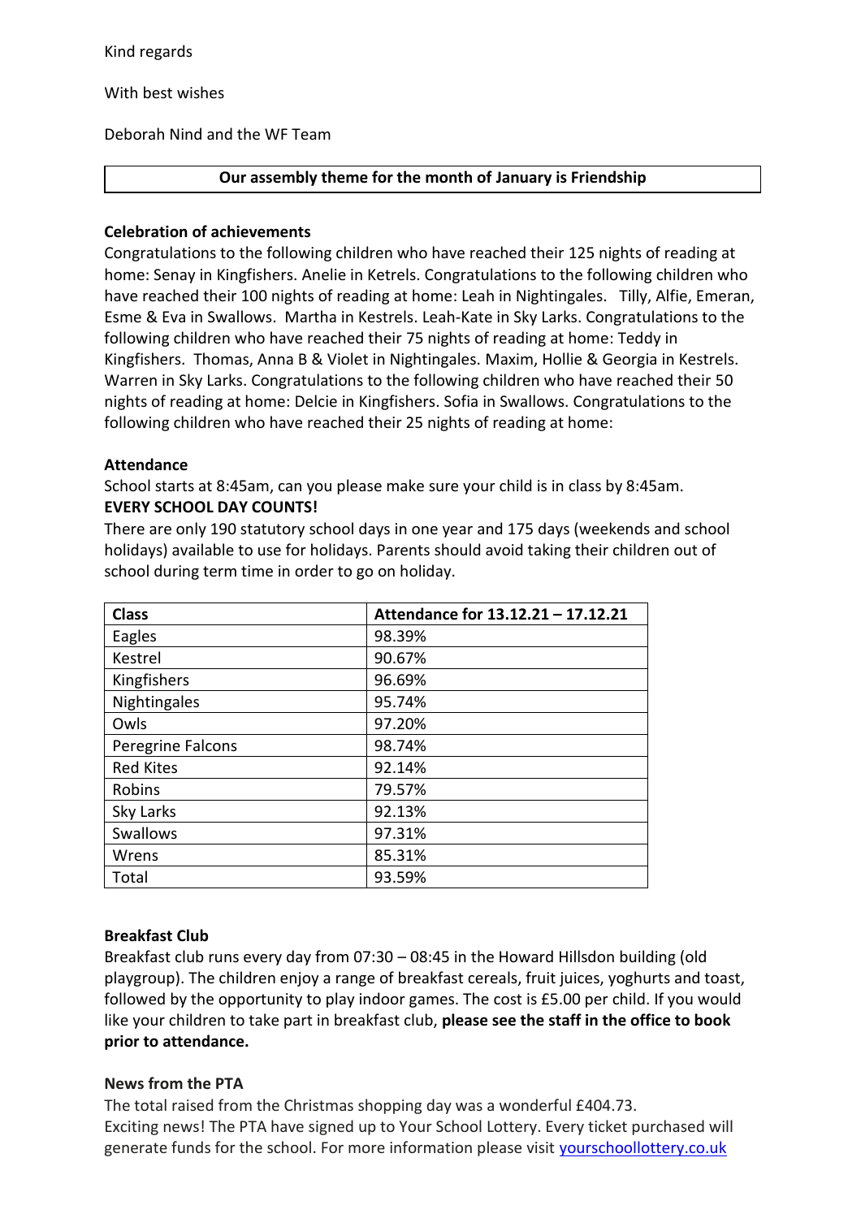Kind regards

With best wishes

Deborah Nind and the WF Team

**Our assembly theme for the month of January is Friendship**

**Celebration of achievements**

Congratulations to the following children who have reached their 125 nights of reading at home: Senay in Kingfishers. Anelie in Ketrels. Congratulations to the following children who have reached their 100 nights of reading at home: Leah in Nightingales. Tilly, Alfie, Emeran, Esme & Eva in Swallows. Martha in Kestrels. Leah-Kate in Sky Larks. Congratulations to the following children who have reached their 75 nights of reading at home: Teddy in Kingfishers. Thomas, Anna B & Violet in Nightingales. Maxim, Hollie & Georgia in Kestrels. Warren in Sky Larks. Congratulations to the following children who have reached their 50 nights of reading at home: Delcie in Kingfishers. Sofia in Swallows. Congratulations to the following children who have reached their 25 nights of reading at home:

**Attendance**

School starts at 8:45am, can you please make sure your child is in class by 8:45am.

**EVERY SCHOOL DAY COUNTS!**

There are only 190 statutory school days in one year and 175 days (weekends and school holidays) available to use for holidays. Parents should avoid taking their children out of school during term time in order to go on holiday.

| Class | Attendance for 13.12.21 – 17.12.21 |
|---|---|
| Eagles | 98.39% |
| Kestrel | 90.67% |
| Kingfishers | 96.69% |
| Nightingales | 95.74% |
| Owls | 97.20% |
| Peregrine Falcons | 98.74% |
| Red Kites | 92.14% |
| Robins | 79.57% |
| Sky Larks | 92.13% |
| Swallows | 97.31% |
| Wrens | 85.31% |
| Total | 93.59% |

**Breakfast Club**

Breakfast club runs every day from 07:30 – 08:45 in the Howard Hillsdon building (old playgroup). The children enjoy a range of breakfast cereals, fruit juices, yoghurts and toast, followed by the opportunity to play indoor games. The cost is £5.00 per child. If you would like your children to take part in breakfast club, **please see the staff in the office to book prior to attendance.**

**News from the PTA**

The total raised from the Christmas shopping day was a wonderful £404.73.
Exciting news! The PTA have signed up to Your School Lottery. Every ticket purchased will generate funds for the school. For more information please visit [yourschoollottery.co.uk](yourschoollottery.co.uk)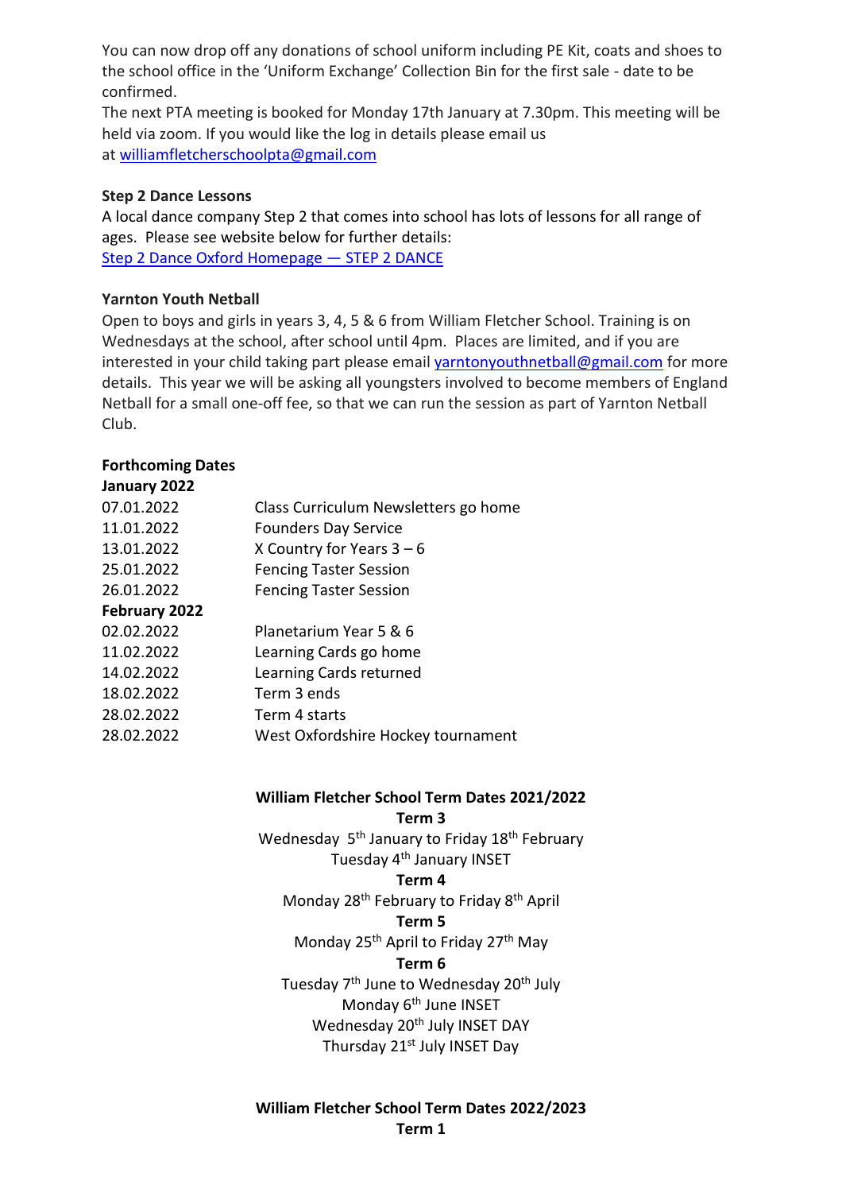You can now drop off any donations of school uniform including PE Kit, coats and shoes to the school office in the 'Uniform Exchange' Collection Bin for the first sale - date to be confirmed.

The next PTA meeting is booked for Monday 17th January at 7.30pm. This meeting will be held via zoom. If you would like the log in details please email us at williamfletcherschoolpta@gmail.com

**Step 2 Dance Lessons**

A local dance company Step 2 that comes into school has lots of lessons for all range of ages. Please see website below for further details:
[Step 2 Dance Oxford Homepage — STEP 2 DANCE]

**Yarnton Youth Netball**

Open to boys and girls in years 3, 4, 5 & 6 from William Fletcher School. Training is on Wednesdays at the school, after school until 4pm. Places are limited, and if you are interested in your child taking part please email yarntonyouthnetball@gmail.com for more details. This year we will be asking all youngsters involved to become members of England Netball for a small one-off fee, so that we can run the session as part of Yarnton Netball Club.

**Forthcoming Dates**

**January 2022**

| | |
|---|---|
| 07.01.2022 | Class Curriculum Newsletters go home |
| 11.01.2022 | Founders Day Service |
| 13.01.2022 | X Country for Years 3 – 6 |
| 25.01.2022 | Fencing Taster Session |
| 26.01.2022 | Fencing Taster Session |

**February 2022**

| | |
|---|---|
| 02.02.2022 | Planetarium Year 5 & 6 |
| 11.02.2022 | Learning Cards go home |
| 14.02.2022 | Learning Cards returned |
| 18.02.2022 | Term 3 ends |
| 28.02.2022 | Term 4 starts |
| 28.02.2022 | West Oxfordshire Hockey tournament |

**William Fletcher School Term Dates 2021/2022**

**Term 3**

Wednesday 5th January to Friday 18th February

Tuesday 4th January INSET

**Term 4**

Monday 28th February to Friday 8th April

**Term 5**

Monday 25th April to Friday 27th May

**Term 6**

Tuesday 7th June to Wednesday 20th July

Monday 6th June INSET

Wednesday 20th July INSET DAY

Thursday 21st July INSET Day

**William Fletcher School Term Dates 2022/2023**

**Term 1**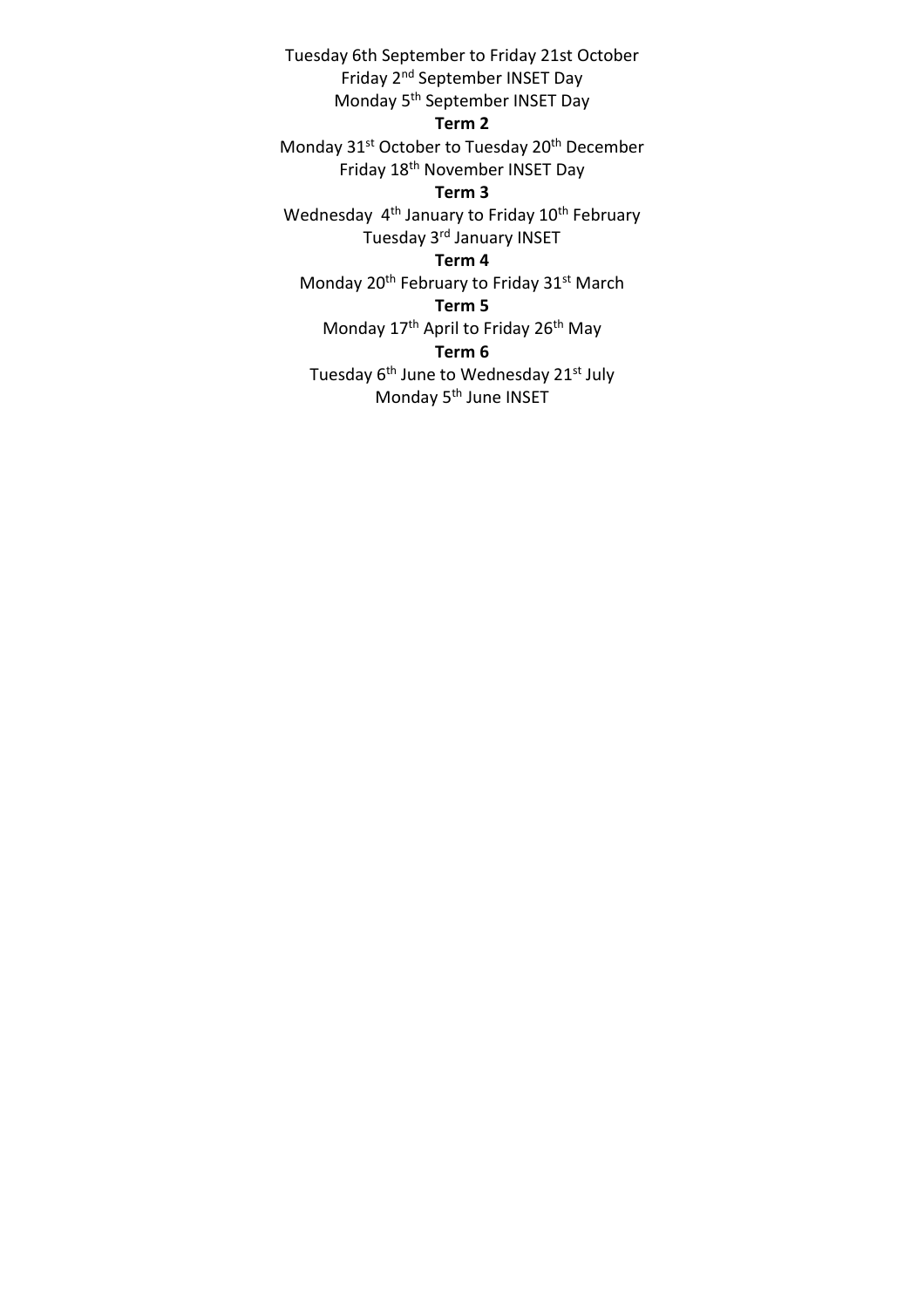Tuesday 6th September to Friday 21st October
Friday 2nd September INSET Day
Monday 5th September INSET Day

**Term 2**

Monday 31st October to Tuesday 20th December
Friday 18th November INSET Day

**Term 3**

Wednesday 4th January to Friday 10th February
Tuesday 3rd January INSET

**Term 4**

Monday 20th February to Friday 31st March

**Term 5**

Monday 17th April to Friday 26th May

**Term 6**

Tuesday 6th June to Wednesday 21st July
Monday 5th June INSET